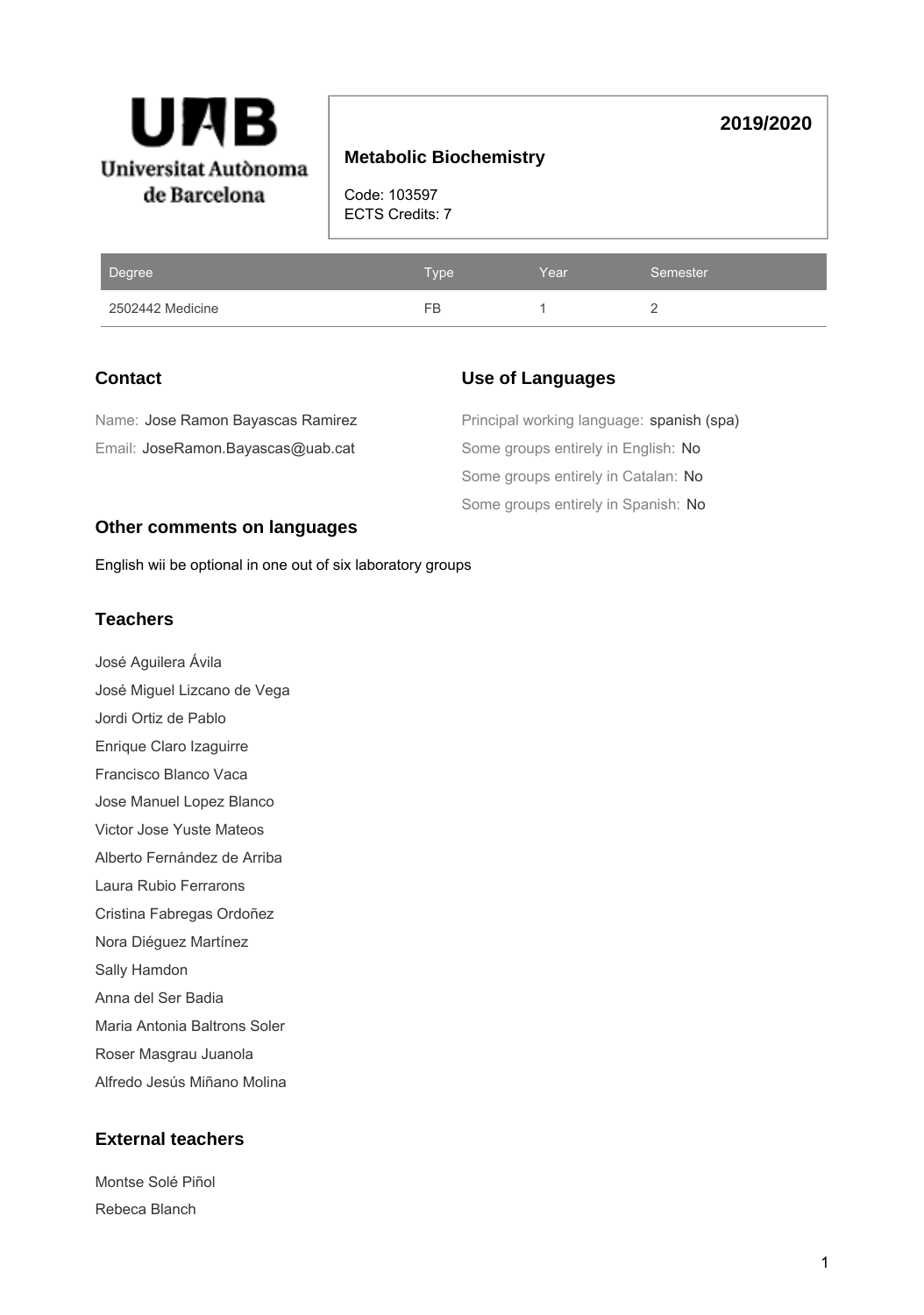**Universitat Autònoma de Barcelona**

# Metabolic Biochemistry

**2019/2020**

Code: 103597
ECTS Credits: 7

| Degree | Type | Year | Semester |
| --- | --- | --- | --- |
| 2502442 Medicine | FB | 1 | 2 |

## Contact

Name: Jose Ramon Bayascas Ramirez

Email: JoseRamon.Bayascas@uab.cat

## Use of Languages

Principal working language: spanish (spa)

Some groups entirely in English: No

Some groups entirely in Catalan: No

Some groups entirely in Spanish: No

## Other comments on languages

English wii be optional in one out of six laboratory groups

## Teachers

José Aguilera Ávila

José Miguel Lizcano de Vega

Jordi Ortiz de Pablo

Enrique Claro Izaguirre

Francisco Blanco Vaca

Jose Manuel Lopez Blanco

Victor Jose Yuste Mateos

Alberto Fernández de Arriba

Laura Rubio Ferrarons

Cristina Fabregas Ordoñez

Nora Diéguez Martínez

Sally Hamdon

Anna del Ser Badia

Maria Antonia Baltrons Soler

Roser Masgrau Juanola

Alfredo Jesús Miñano Molina

## External teachers

Montse Solé Piñol

Rebeca Blanch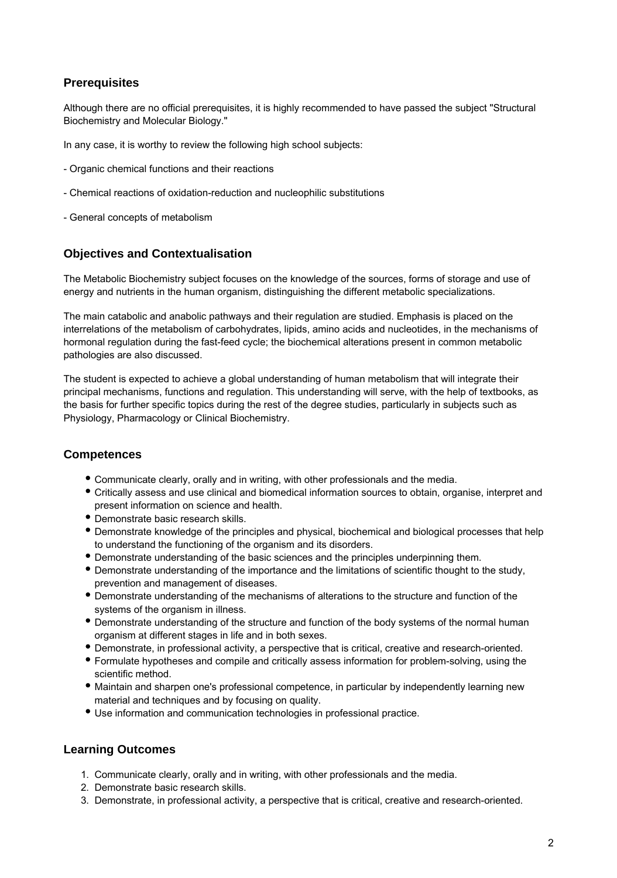## Prerequisites

Although there are no official prerequisites, it is highly recommended to have passed the subject "Structural Biochemistry and Molecular Biology."

In any case, it is worthy to review the following high school subjects:

- Organic chemical functions and their reactions

- Chemical reactions of oxidation-reduction and nucleophilic substitutions

- General concepts of metabolism

## Objectives and Contextualisation

The Metabolic Biochemistry subject focuses on the knowledge of the sources, forms of storage and use of energy and nutrients in the human organism, distinguishing the different metabolic specializations.

The main catabolic and anabolic pathways and their regulation are studied. Emphasis is placed on the interrelations of the metabolism of carbohydrates, lipids, amino acids and nucleotides, in the mechanisms of hormonal regulation during the fast-feed cycle; the biochemical alterations present in common metabolic pathologies are also discussed.

The student is expected to achieve a global understanding of human metabolism that will integrate their principal mechanisms, functions and regulation. This understanding will serve, with the help of textbooks, as the basis for further specific topics during the rest of the degree studies, particularly in subjects such as Physiology, Pharmacology or Clinical Biochemistry.

## Competences

- Communicate clearly, orally and in writing, with other professionals and the media.
- Critically assess and use clinical and biomedical information sources to obtain, organise, interpret and present information on science and health.
- Demonstrate basic research skills.
- Demonstrate knowledge of the principles and physical, biochemical and biological processes that help to understand the functioning of the organism and its disorders.
- Demonstrate understanding of the basic sciences and the principles underpinning them.
- Demonstrate understanding of the importance and the limitations of scientific thought to the study, prevention and management of diseases.
- Demonstrate understanding of the mechanisms of alterations to the structure and function of the systems of the organism in illness.
- Demonstrate understanding of the structure and function of the body systems of the normal human organism at different stages in life and in both sexes.
- Demonstrate, in professional activity, a perspective that is critical, creative and research-oriented.
- Formulate hypotheses and compile and critically assess information for problem-solving, using the scientific method.
- Maintain and sharpen one's professional competence, in particular by independently learning new material and techniques and by focusing on quality.
- Use information and communication technologies in professional practice.

## Learning Outcomes

1. Communicate clearly, orally and in writing, with other professionals and the media.
2. Demonstrate basic research skills.
3. Demonstrate, in professional activity, a perspective that is critical, creative and research-oriented.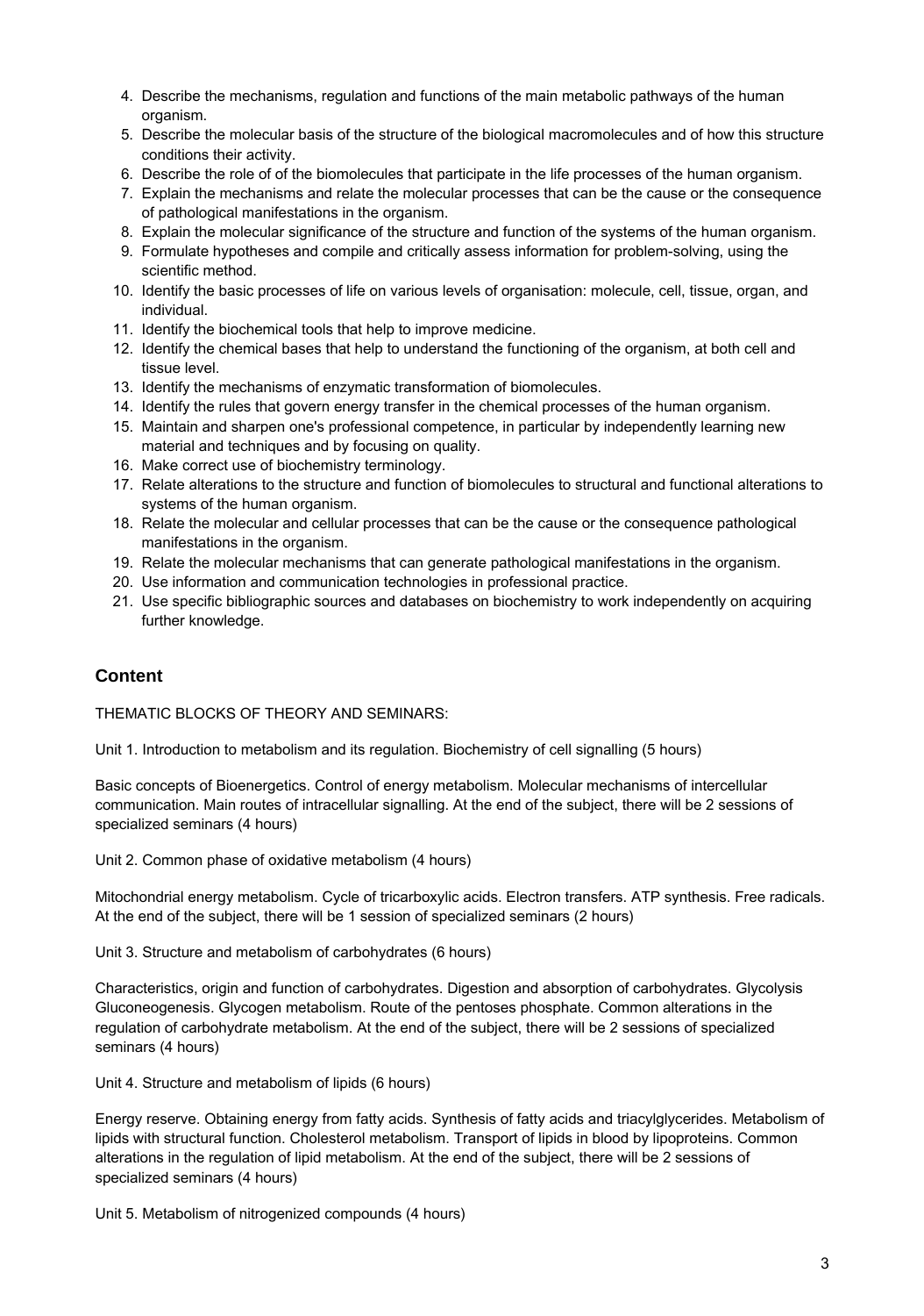4. Describe the mechanisms, regulation and functions of the main metabolic pathways of the human organism.
5. Describe the molecular basis of the structure of the biological macromolecules and of how this structure conditions their activity.
6. Describe the role of of the biomolecules that participate in the life processes of the human organism.
7. Explain the mechanisms and relate the molecular processes that can be the cause or the consequence of pathological manifestations in the organism.
8. Explain the molecular significance of the structure and function of the systems of the human organism.
9. Formulate hypotheses and compile and critically assess information for problem-solving, using the scientific method.
10. Identify the basic processes of life on various levels of organisation: molecule, cell, tissue, organ, and individual.
11. Identify the biochemical tools that help to improve medicine.
12. Identify the chemical bases that help to understand the functioning of the organism, at both cell and tissue level.
13. Identify the mechanisms of enzymatic transformation of biomolecules.
14. Identify the rules that govern energy transfer in the chemical processes of the human organism.
15. Maintain and sharpen one's professional competence, in particular by independently learning new material and techniques and by focusing on quality.
16. Make correct use of biochemistry terminology.
17. Relate alterations to the structure and function of biomolecules to structural and functional alterations to systems of the human organism.
18. Relate the molecular and cellular processes that can be the cause or the consequence pathological manifestations in the organism.
19. Relate the molecular mechanisms that can generate pathological manifestations in the organism.
20. Use information and communication technologies in professional practice.
21. Use specific bibliographic sources and databases on biochemistry to work independently on acquiring further knowledge.

## Content

THEMATIC BLOCKS OF THEORY AND SEMINARS:

Unit 1. Introduction to metabolism and its regulation. Biochemistry of cell signalling (5 hours)

Basic concepts of Bioenergetics. Control of energy metabolism. Molecular mechanisms of intercellular communication. Main routes of intracellular signalling. At the end of the subject, there will be 2 sessions of specialized seminars (4 hours)

Unit 2. Common phase of oxidative metabolism (4 hours)

Mitochondrial energy metabolism. Cycle of tricarboxylic acids. Electron transfers. ATP synthesis. Free radicals. At the end of the subject, there will be 1 session of specialized seminars (2 hours)

Unit 3. Structure and metabolism of carbohydrates (6 hours)

Characteristics, origin and function of carbohydrates. Digestion and absorption of carbohydrates. Glycolysis Gluconeogenesis. Glycogen metabolism. Route of the pentoses phosphate. Common alterations in the regulation of carbohydrate metabolism. At the end of the subject, there will be 2 sessions of specialized seminars (4 hours)

Unit 4. Structure and metabolism of lipids (6 hours)

Energy reserve. Obtaining energy from fatty acids. Synthesis of fatty acids and triacylglycerides. Metabolism of lipids with structural function. Cholesterol metabolism. Transport of lipids in blood by lipoproteins. Common alterations in the regulation of lipid metabolism. At the end of the subject, there will be 2 sessions of specialized seminars (4 hours)

Unit 5. Metabolism of nitrogenized compounds (4 hours)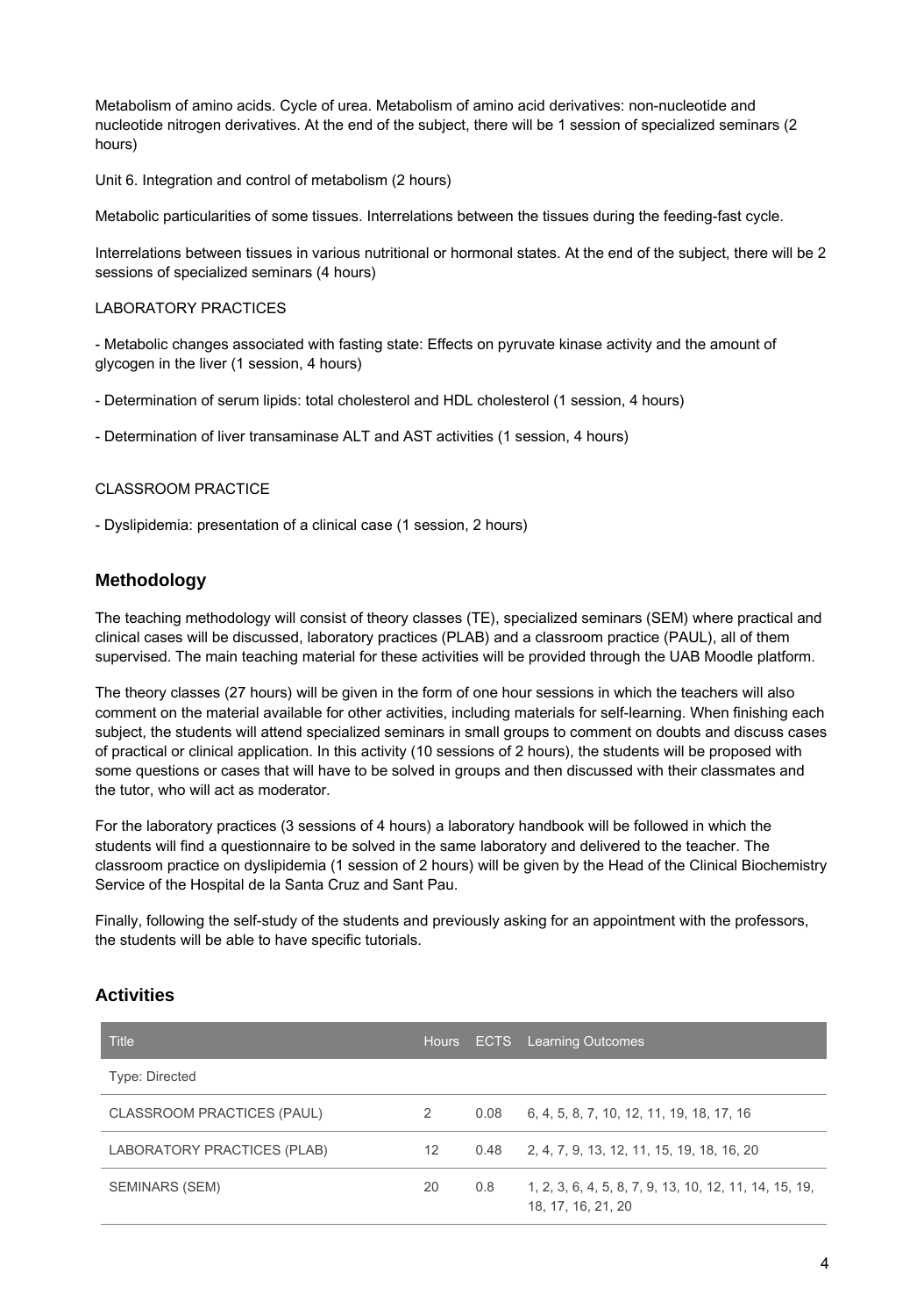Metabolism of amino acids. Cycle of urea. Metabolism of amino acid derivatives: non-nucleotide and nucleotide nitrogen derivatives. At the end of the subject, there will be 1 session of specialized seminars (2 hours)

Unit 6. Integration and control of metabolism (2 hours)

Metabolic particularities of some tissues. Interrelations between the tissues during the feeding-fast cycle.

Interrelations between tissues in various nutritional or hormonal states. At the end of the subject, there will be 2 sessions of specialized seminars (4 hours)

LABORATORY PRACTICES

- Metabolic changes associated with fasting state: Effects on pyruvate kinase activity and the amount of glycogen in the liver (1 session, 4 hours)

- Determination of serum lipids: total cholesterol and HDL cholesterol (1 session, 4 hours)

- Determination of liver transaminase ALT and AST activities (1 session, 4 hours)

CLASSROOM PRACTICE

- Dyslipidemia: presentation of a clinical case (1 session, 2 hours)

## Methodology

The teaching methodology will consist of theory classes (TE), specialized seminars (SEM) where practical and clinical cases will be discussed, laboratory practices (PLAB) and a classroom practice (PAUL), all of them supervised. The main teaching material for these activities will be provided through the UAB Moodle platform.

The theory classes (27 hours) will be given in the form of one hour sessions in which the teachers will also comment on the material available for other activities, including materials for self-learning. When finishing each subject, the students will attend specialized seminars in small groups to comment on doubts and discuss cases of practical or clinical application. In this activity (10 sessions of 2 hours), the students will be proposed with some questions or cases that will have to be solved in groups and then discussed with their classmates and the tutor, who will act as moderator.

For the laboratory practices (3 sessions of 4 hours) a laboratory handbook will be followed in which the students will find a questionnaire to be solved in the same laboratory and delivered to the teacher. The classroom practice on dyslipidemia (1 session of 2 hours) will be given by the Head of the Clinical Biochemistry Service of the Hospital de la Santa Cruz and Sant Pau.

Finally, following the self-study of the students and previously asking for an appointment with the professors, the students will be able to have specific tutorials.

## Activities

| Title | Hours | ECTS | Learning Outcomes |
|---|---|---|---|
| Type: Directed | | | |
| CLASSROOM PRACTICES (PAUL) | 2 | 0.08 | 6, 4, 5, 8, 7, 10, 12, 11, 19, 18, 17, 16 |
| LABORATORY PRACTICES (PLAB) | 12 | 0.48 | 2, 4, 7, 9, 13, 12, 11, 15, 19, 18, 16, 20 |
| SEMINARS (SEM) | 20 | 0.8 | 1, 2, 3, 6, 4, 5, 8, 7, 9, 13, 10, 12, 11, 14, 15, 19, 18, 17, 16, 21, 20 |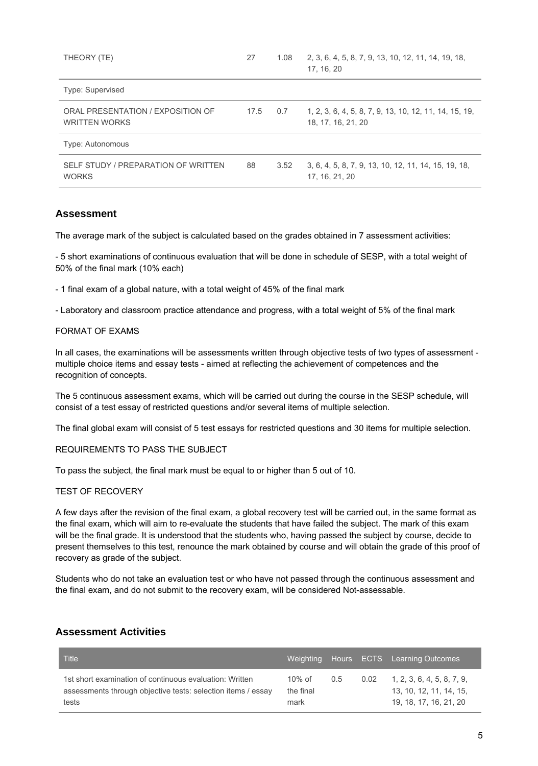| | | | |
|---|---|---|---|
| THEORY (TE) | 27 | 1.08 | 2, 3, 6, 4, 5, 8, 7, 9, 13, 10, 12, 11, 14, 19, 18, 17, 16, 20 |
| Type: Supervised | | | |
| ORAL PRESENTATION / EXPOSITION OF WRITTEN WORKS | 17.5 | 0.7 | 1, 2, 3, 6, 4, 5, 8, 7, 9, 13, 10, 12, 11, 14, 15, 19, 18, 17, 16, 21, 20 |
| Type: Autonomous | | | |
| SELF STUDY / PREPARATION OF WRITTEN WORKS | 88 | 3.52 | 3, 6, 4, 5, 8, 7, 9, 13, 10, 12, 11, 14, 15, 19, 18, 17, 16, 21, 20 |

## Assessment

The average mark of the subject is calculated based on the grades obtained in 7 assessment activities:

- 5 short examinations of continuous evaluation that will be done in schedule of SESP, with a total weight of 50% of the final mark (10% each)

- 1 final exam of a global nature, with a total weight of 45% of the final mark

- Laboratory and classroom practice attendance and progress, with a total weight of 5% of the final mark

FORMAT OF EXAMS

In all cases, the examinations will be assessments written through objective tests of two types of assessment - multiple choice items and essay tests - aimed at reflecting the achievement of competences and the recognition of concepts.

The 5 continuous assessment exams, which will be carried out during the course in the SESP schedule, will consist of a test essay of restricted questions and/or several items of multiple selection.

The final global exam will consist of 5 test essays for restricted questions and 30 items for multiple selection.

REQUIREMENTS TO PASS THE SUBJECT

To pass the subject, the final mark must be equal to or higher than 5 out of 10.

TEST OF RECOVERY

A few days after the revision of the final exam, a global recovery test will be carried out, in the same format as the final exam, which will aim to re-evaluate the students that have failed the subject. The mark of this exam will be the final grade. It is understood that the students who, having passed the subject by course, decide to present themselves to this test, renounce the mark obtained by course and will obtain the grade of this proof of recovery as grade of the subject.

Students who do not take an evaluation test or who have not passed through the continuous assessment and the final exam, and do not submit to the recovery exam, will be considered Not-assessable.

## Assessment Activities

| Title | Weighting | Hours | ECTS | Learning Outcomes |
|---|---|---|---|---|
| 1st short examination of continuous evaluation: Written assessments through objective tests: selection items / essay tests | 10% of the final mark | 0.5 | 0.02 | 1, 2, 3, 6, 4, 5, 8, 7, 9, 13, 10, 12, 11, 14, 15, 19, 18, 17, 16, 21, 20 |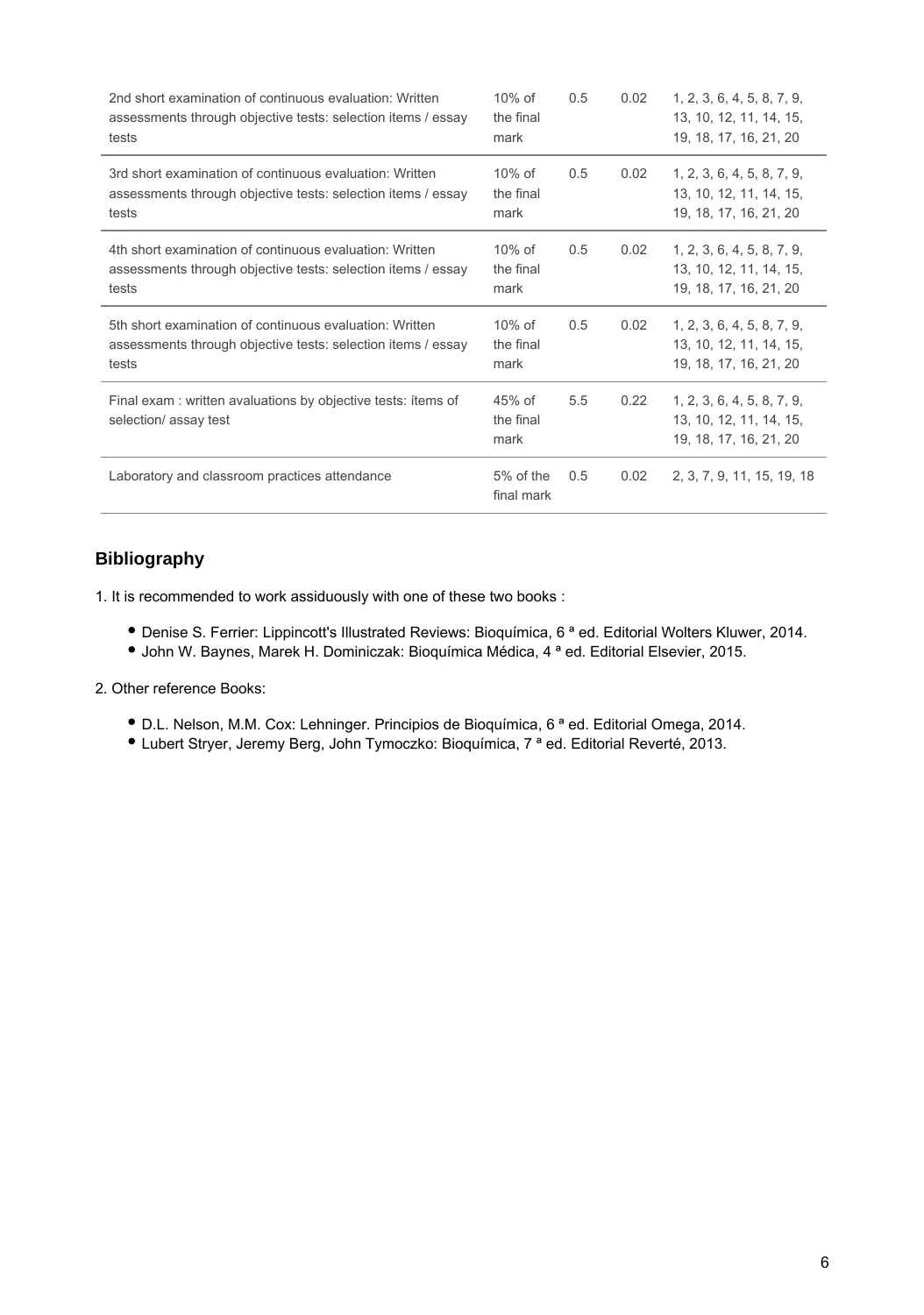| | | | | |
|---|---|---|---|---|
| 2nd short examination of continuous evaluation: Written assessments through objective tests: selection items / essay tests | 10% of the final mark | 0.5 | 0.02 | 1, 2, 3, 6, 4, 5, 8, 7, 9, 13, 10, 12, 11, 14, 15, 19, 18, 17, 16, 21, 20 |
| 3rd short examination of continuous evaluation: Written assessments through objective tests: selection items / essay tests | 10% of the final mark | 0.5 | 0.02 | 1, 2, 3, 6, 4, 5, 8, 7, 9, 13, 10, 12, 11, 14, 15, 19, 18, 17, 16, 21, 20 |
| 4th short examination of continuous evaluation: Written assessments through objective tests: selection items / essay tests | 10% of the final mark | 0.5 | 0.02 | 1, 2, 3, 6, 4, 5, 8, 7, 9, 13, 10, 12, 11, 14, 15, 19, 18, 17, 16, 21, 20 |
| 5th short examination of continuous evaluation: Written assessments through objective tests: selection items / essay tests | 10% of the final mark | 0.5 | 0.02 | 1, 2, 3, 6, 4, 5, 8, 7, 9, 13, 10, 12, 11, 14, 15, 19, 18, 17, 16, 21, 20 |
| Final exam : written avaluations by objective tests: ítems of selection/ assay test | 45% of the final mark | 5.5 | 0.22 | 1, 2, 3, 6, 4, 5, 8, 7, 9, 13, 10, 12, 11, 14, 15, 19, 18, 17, 16, 21, 20 |
| Laboratory and classroom practices attendance | 5% of the final mark | 0.5 | 0.02 | 2, 3, 7, 9, 11, 15, 19, 18 |

## Bibliography

1. It is recommended to work assiduously with one of these two books :

- Denise S. Ferrier: Lippincott's Illustrated Reviews: Bioquímica, 6 ª ed. Editorial Wolters Kluwer, 2014.
- John W. Baynes, Marek H. Dominiczak: Bioquímica Médica, 4 ª ed. Editorial Elsevier, 2015.

2. Other reference Books:

- D.L. Nelson, M.M. Cox: Lehninger. Principios de Bioquímica, 6 ª ed. Editorial Omega, 2014.
- Lubert Stryer, Jeremy Berg, John Tymoczko: Bioquímica, 7 ª ed. Editorial Reverté, 2013.